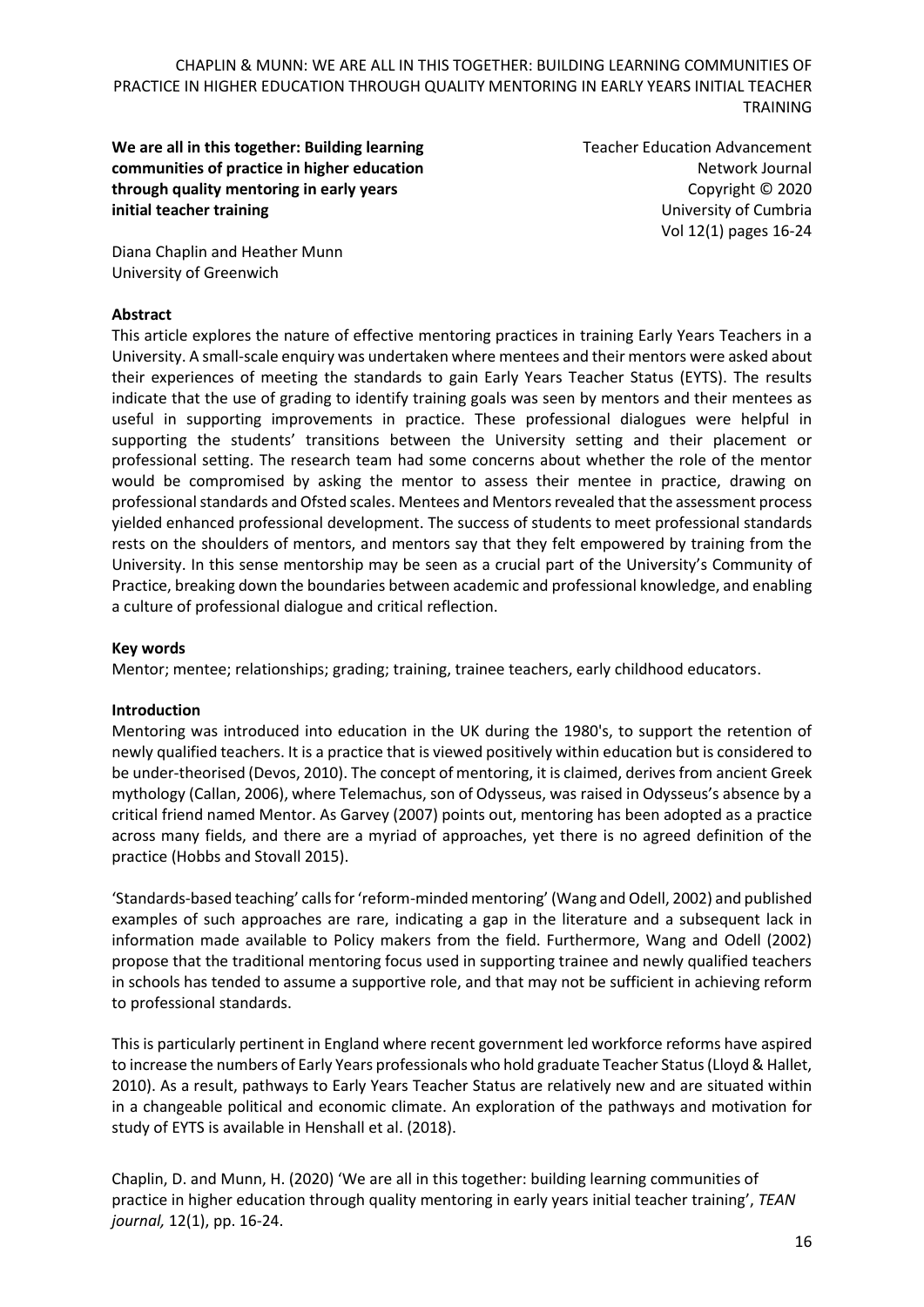**We are all in this together: Building learning communities of practice in higher education through quality mentoring in early years initial teacher training**

Teacher Education Advancement Network Journal
Copyright © 2020
University of Cumbria
Vol 12(1) pages 16-24

Diana Chaplin and Heather Munn
University of Greenwich

**Abstract**

This article explores the nature of effective mentoring practices in training Early Years Teachers in a University. A small-scale enquiry was undertaken where mentees and their mentors were asked about their experiences of meeting the standards to gain Early Years Teacher Status (EYTS). The results indicate that the use of grading to identify training goals was seen by mentors and their mentees as useful in supporting improvements in practice. These professional dialogues were helpful in supporting the students' transitions between the University setting and their placement or professional setting. The research team had some concerns about whether the role of the mentor would be compromised by asking the mentor to assess their mentee in practice, drawing on professional standards and Ofsted scales. Mentees and Mentors revealed that the assessment process yielded enhanced professional development. The success of students to meet professional standards rests on the shoulders of mentors, and mentors say that they felt empowered by training from the University. In this sense mentorship may be seen as a crucial part of the University's Community of Practice, breaking down the boundaries between academic and professional knowledge, and enabling a culture of professional dialogue and critical reflection.

**Key words**

Mentor; mentee; relationships; grading; training, trainee teachers, early childhood educators.

**Introduction**

Mentoring was introduced into education in the UK during the 1980's, to support the retention of newly qualified teachers. It is a practice that is viewed positively within education but is considered to be under-theorised (Devos, 2010). The concept of mentoring, it is claimed, derives from ancient Greek mythology (Callan, 2006), where Telemachus, son of Odysseus, was raised in Odysseus's absence by a critical friend named Mentor. As Garvey (2007) points out, mentoring has been adopted as a practice across many fields, and there are a myriad of approaches, yet there is no agreed definition of the practice (Hobbs and Stovall 2015).

'Standards-based teaching' calls for 'reform-minded mentoring' (Wang and Odell, 2002) and published examples of such approaches are rare, indicating a gap in the literature and a subsequent lack in information made available to Policy makers from the field. Furthermore, Wang and Odell (2002) propose that the traditional mentoring focus used in supporting trainee and newly qualified teachers in schools has tended to assume a supportive role, and that may not be sufficient in achieving reform to professional standards.

This is particularly pertinent in England where recent government led workforce reforms have aspired to increase the numbers of Early Years professionals who hold graduate Teacher Status (Lloyd & Hallet, 2010). As a result, pathways to Early Years Teacher Status are relatively new and are situated within in a changeable political and economic climate. An exploration of the pathways and motivation for study of EYTS is available in Henshall et al. (2018).

Chaplin, D. and Munn, H. (2020) 'We are all in this together: building learning communities of practice in higher education through quality mentoring in early years initial teacher training', *TEAN journal,* 12(1), pp. 16-24.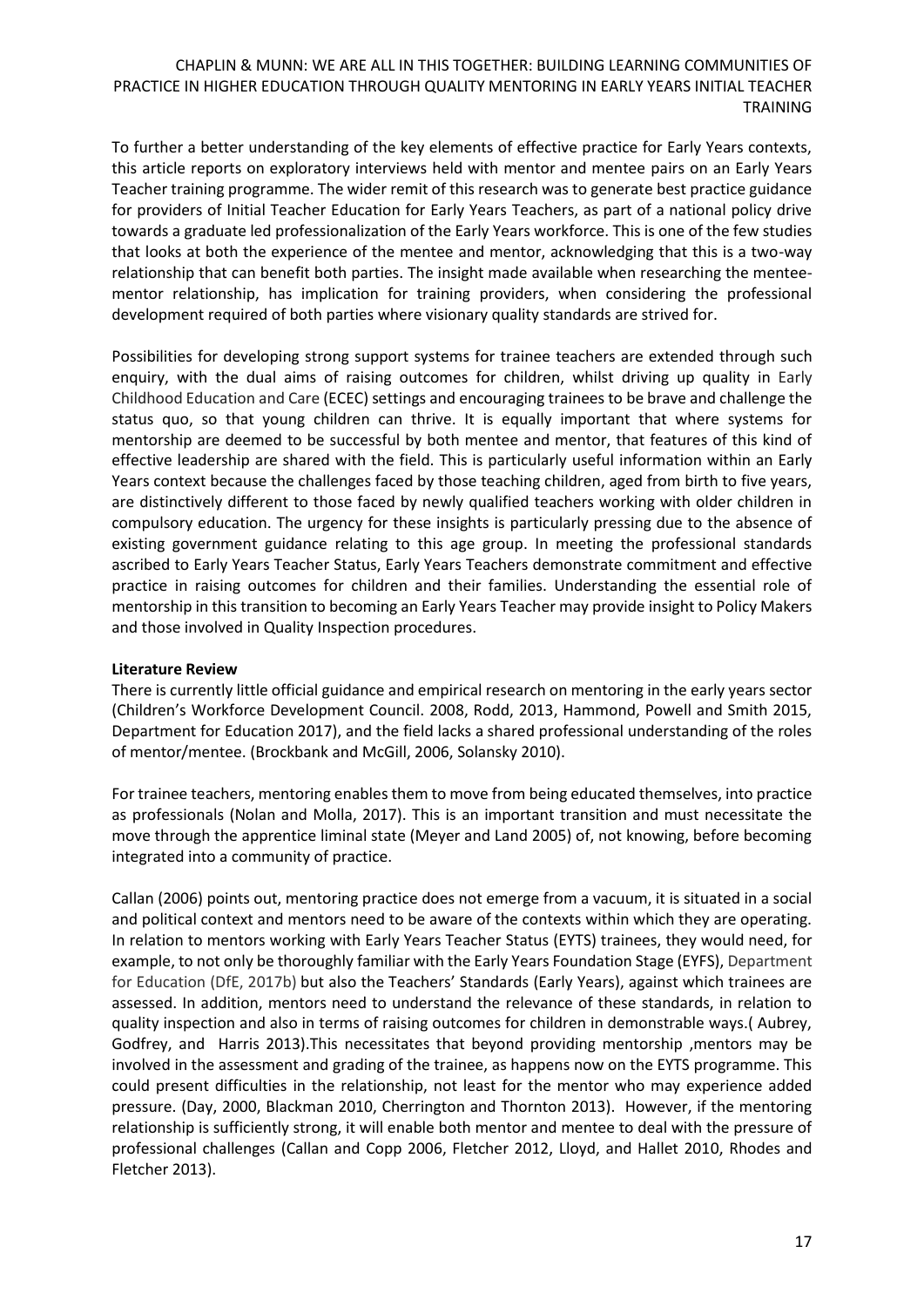To further a better understanding of the key elements of effective practice for Early Years contexts, this article reports on exploratory interviews held with mentor and mentee pairs on an Early Years Teacher training programme. The wider remit of this research was to generate best practice guidance for providers of Initial Teacher Education for Early Years Teachers, as part of a national policy drive towards a graduate led professionalization of the Early Years workforce. This is one of the few studies that looks at both the experience of the mentee and mentor, acknowledging that this is a two-way relationship that can benefit both parties. The insight made available when researching the mentee-mentor relationship, has implication for training providers, when considering the professional development required of both parties where visionary quality standards are strived for.

Possibilities for developing strong support systems for trainee teachers are extended through such enquiry, with the dual aims of raising outcomes for children, whilst driving up quality in Early Childhood Education and Care (ECEC) settings and encouraging trainees to be brave and challenge the status quo, so that young children can thrive. It is equally important that where systems for mentorship are deemed to be successful by both mentee and mentor, that features of this kind of effective leadership are shared with the field. This is particularly useful information within an Early Years context because the challenges faced by those teaching children, aged from birth to five years, are distinctively different to those faced by newly qualified teachers working with older children in compulsory education. The urgency for these insights is particularly pressing due to the absence of existing government guidance relating to this age group. In meeting the professional standards ascribed to Early Years Teacher Status, Early Years Teachers demonstrate commitment and effective practice in raising outcomes for children and their families. Understanding the essential role of mentorship in this transition to becoming an Early Years Teacher may provide insight to Policy Makers and those involved in Quality Inspection procedures.

**Literature Review**

There is currently little official guidance and empirical research on mentoring in the early years sector (Children's Workforce Development Council. 2008, Rodd, 2013, Hammond, Powell and Smith 2015, Department for Education 2017), and the field lacks a shared professional understanding of the roles of mentor/mentee. (Brockbank and McGill, 2006, Solansky 2010).

For trainee teachers, mentoring enables them to move from being educated themselves, into practice as professionals (Nolan and Molla, 2017). This is an important transition and must necessitate the move through the apprentice liminal state (Meyer and Land 2005) of, not knowing, before becoming integrated into a community of practice.

Callan (2006) points out, mentoring practice does not emerge from a vacuum, it is situated in a social and political context and mentors need to be aware of the contexts within which they are operating. In relation to mentors working with Early Years Teacher Status (EYTS) trainees, they would need, for example, to not only be thoroughly familiar with the Early Years Foundation Stage (EYFS), Department for Education (DfE, 2017b) but also the Teachers' Standards (Early Years), against which trainees are assessed. In addition, mentors need to understand the relevance of these standards, in relation to quality inspection and also in terms of raising outcomes for children in demonstrable ways.( Aubrey, Godfrey, and Harris 2013).This necessitates that beyond providing mentorship ,mentors may be involved in the assessment and grading of the trainee, as happens now on the EYTS programme. This could present difficulties in the relationship, not least for the mentor who may experience added pressure. (Day, 2000, Blackman 2010, Cherrington and Thornton 2013). However, if the mentoring relationship is sufficiently strong, it will enable both mentor and mentee to deal with the pressure of professional challenges (Callan and Copp 2006, Fletcher 2012, Lloyd, and Hallet 2010, Rhodes and Fletcher 2013).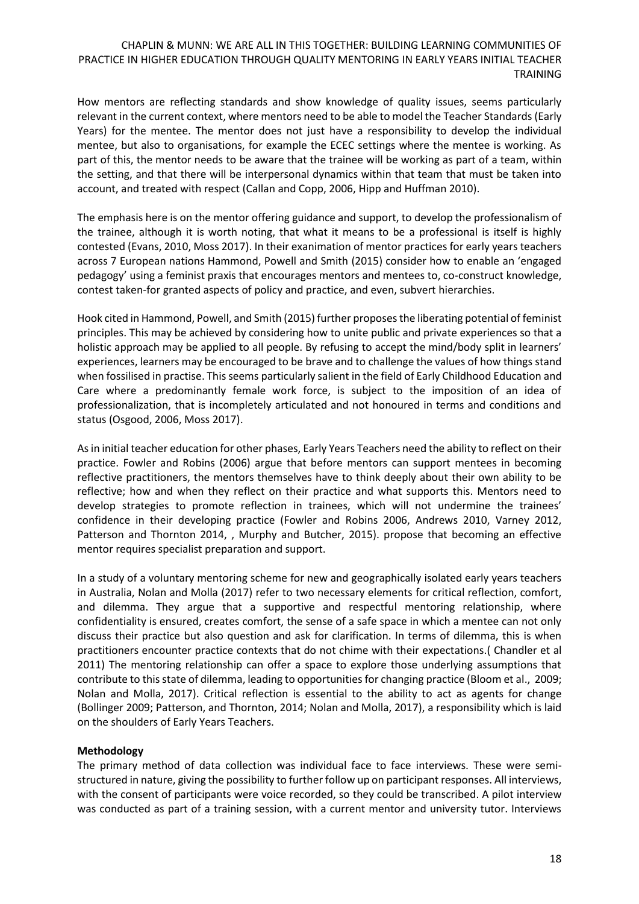How mentors are reflecting standards and show knowledge of quality issues, seems particularly relevant in the current context, where mentors need to be able to model the Teacher Standards (Early Years) for the mentee. The mentor does not just have a responsibility to develop the individual mentee, but also to organisations, for example the ECEC settings where the mentee is working. As part of this, the mentor needs to be aware that the trainee will be working as part of a team, within the setting, and that there will be interpersonal dynamics within that team that must be taken into account, and treated with respect (Callan and Copp, 2006, Hipp and Huffman 2010).

The emphasis here is on the mentor offering guidance and support, to develop the professionalism of the trainee, although it is worth noting, that what it means to be a professional is itself is highly contested (Evans, 2010, Moss 2017). In their exanimation of mentor practices for early years teachers across 7 European nations Hammond, Powell and Smith (2015) consider how to enable an 'engaged pedagogy' using a feminist praxis that encourages mentors and mentees to, co-construct knowledge, contest taken-for granted aspects of policy and practice, and even, subvert hierarchies.

Hook cited in Hammond, Powell, and Smith (2015) further proposes the liberating potential of feminist principles. This may be achieved by considering how to unite public and private experiences so that a holistic approach may be applied to all people. By refusing to accept the mind/body split in learners' experiences, learners may be encouraged to be brave and to challenge the values of how things stand when fossilised in practise. This seems particularly salient in the field of Early Childhood Education and Care where a predominantly female work force, is subject to the imposition of an idea of professionalization, that is incompletely articulated and not honoured in terms and conditions and status (Osgood, 2006, Moss 2017).

As in initial teacher education for other phases, Early Years Teachers need the ability to reflect on their practice. Fowler and Robins (2006) argue that before mentors can support mentees in becoming reflective practitioners, the mentors themselves have to think deeply about their own ability to be reflective; how and when they reflect on their practice and what supports this. Mentors need to develop strategies to promote reflection in trainees, which will not undermine the trainees' confidence in their developing practice (Fowler and Robins 2006, Andrews 2010, Varney 2012, Patterson and Thornton 2014, , Murphy and Butcher, 2015). propose that becoming an effective mentor requires specialist preparation and support.

In a study of a voluntary mentoring scheme for new and geographically isolated early years teachers in Australia, Nolan and Molla (2017) refer to two necessary elements for critical reflection, comfort, and dilemma. They argue that a supportive and respectful mentoring relationship, where confidentiality is ensured, creates comfort, the sense of a safe space in which a mentee can not only discuss their practice but also question and ask for clarification. In terms of dilemma, this is when practitioners encounter practice contexts that do not chime with their expectations.( Chandler et al 2011) The mentoring relationship can offer a space to explore those underlying assumptions that contribute to this state of dilemma, leading to opportunities for changing practice (Bloom et al., 2009; Nolan and Molla, 2017). Critical reflection is essential to the ability to act as agents for change (Bollinger 2009; Patterson, and Thornton, 2014; Nolan and Molla, 2017), a responsibility which is laid on the shoulders of Early Years Teachers.

**Methodology**

The primary method of data collection was individual face to face interviews. These were semi-structured in nature, giving the possibility to further follow up on participant responses. All interviews, with the consent of participants were voice recorded, so they could be transcribed. A pilot interview was conducted as part of a training session, with a current mentor and university tutor. Interviews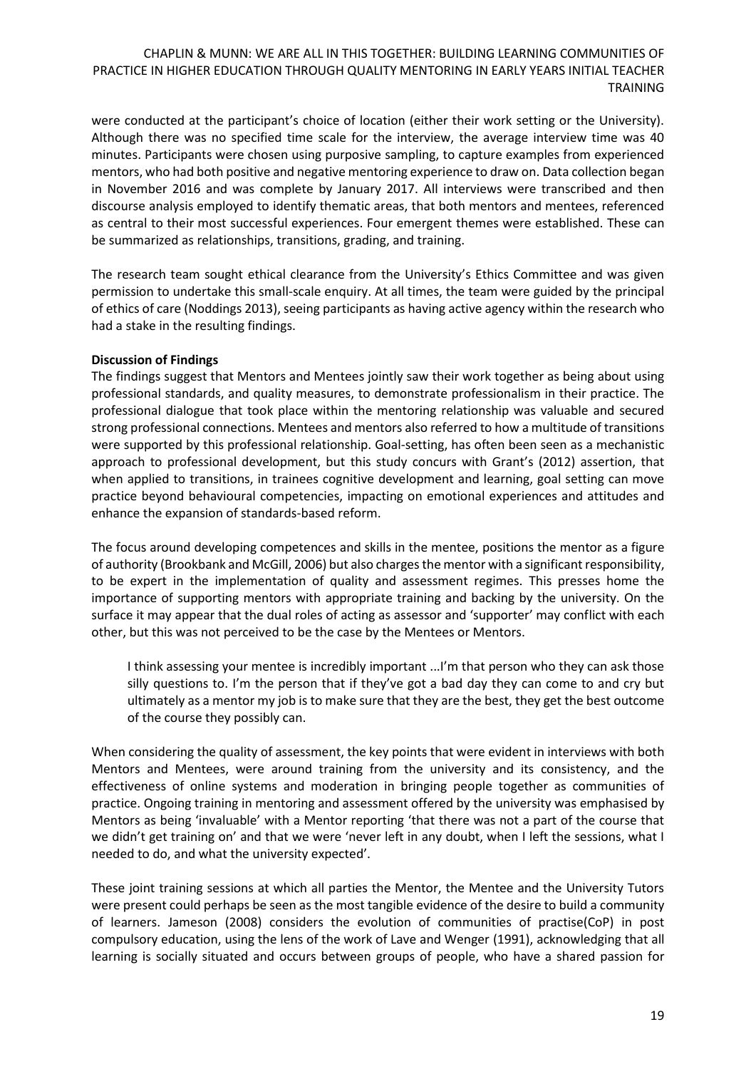were conducted at the participant's choice of location (either their work setting or the University). Although there was no specified time scale for the interview, the average interview time was 40 minutes. Participants were chosen using purposive sampling, to capture examples from experienced mentors, who had both positive and negative mentoring experience to draw on. Data collection began in November 2016 and was complete by January 2017. All interviews were transcribed and then discourse analysis employed to identify thematic areas, that both mentors and mentees, referenced as central to their most successful experiences. Four emergent themes were established. These can be summarized as relationships, transitions, grading, and training.

The research team sought ethical clearance from the University's Ethics Committee and was given permission to undertake this small-scale enquiry. At all times, the team were guided by the principal of ethics of care (Noddings 2013), seeing participants as having active agency within the research who had a stake in the resulting findings.

**Discussion of Findings**

The findings suggest that Mentors and Mentees jointly saw their work together as being about using professional standards, and quality measures, to demonstrate professionalism in their practice. The professional dialogue that took place within the mentoring relationship was valuable and secured strong professional connections. Mentees and mentors also referred to how a multitude of transitions were supported by this professional relationship. Goal-setting, has often been seen as a mechanistic approach to professional development, but this study concurs with Grant's (2012) assertion, that when applied to transitions, in trainees cognitive development and learning, goal setting can move practice beyond behavioural competencies, impacting on emotional experiences and attitudes and enhance the expansion of standards-based reform.

The focus around developing competences and skills in the mentee, positions the mentor as a figure of authority (Brookbank and McGill, 2006) but also charges the mentor with a significant responsibility, to be expert in the implementation of quality and assessment regimes. This presses home the importance of supporting mentors with appropriate training and backing by the university. On the surface it may appear that the dual roles of acting as assessor and 'supporter' may conflict with each other, but this was not perceived to be the case by the Mentees or Mentors.

> I think assessing your mentee is incredibly important ...I'm that person who they can ask those silly questions to. I'm the person that if they've got a bad day they can come to and cry but ultimately as a mentor my job is to make sure that they are the best, they get the best outcome of the course they possibly can.

When considering the quality of assessment, the key points that were evident in interviews with both Mentors and Mentees, were around training from the university and its consistency, and the effectiveness of online systems and moderation in bringing people together as communities of practice. Ongoing training in mentoring and assessment offered by the university was emphasised by Mentors as being 'invaluable' with a Mentor reporting 'that there was not a part of the course that we didn't get training on' and that we were 'never left in any doubt, when I left the sessions, what I needed to do, and what the university expected'.

These joint training sessions at which all parties the Mentor, the Mentee and the University Tutors were present could perhaps be seen as the most tangible evidence of the desire to build a community of learners. Jameson (2008) considers the evolution of communities of practise(CoP) in post compulsory education, using the lens of the work of Lave and Wenger (1991), acknowledging that all learning is socially situated and occurs between groups of people, who have a shared passion for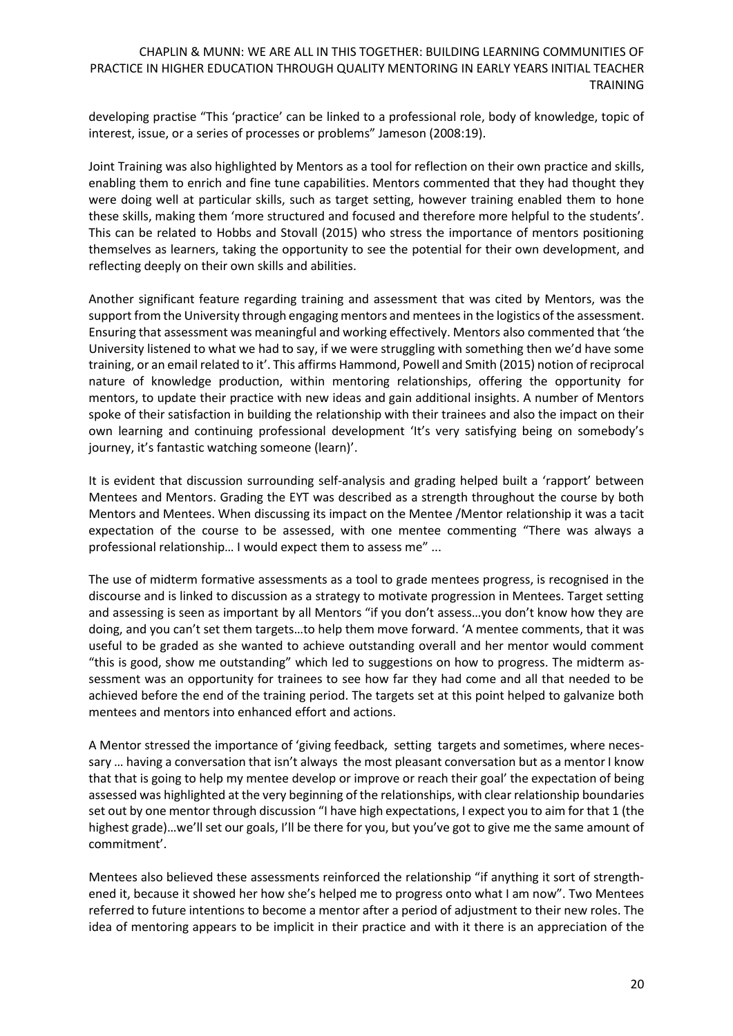developing practise "This 'practice' can be linked to a professional role, body of knowledge, topic of interest, issue, or a series of processes or problems" Jameson (2008:19).

Joint Training was also highlighted by Mentors as a tool for reflection on their own practice and skills, enabling them to enrich and fine tune capabilities. Mentors commented that they had thought they were doing well at particular skills, such as target setting, however training enabled them to hone these skills, making them 'more structured and focused and therefore more helpful to the students'. This can be related to Hobbs and Stovall (2015) who stress the importance of mentors positioning themselves as learners, taking the opportunity to see the potential for their own development, and reflecting deeply on their own skills and abilities.

Another significant feature regarding training and assessment that was cited by Mentors, was the support from the University through engaging mentors and mentees in the logistics of the assessment. Ensuring that assessment was meaningful and working effectively. Mentors also commented that 'the University listened to what we had to say, if we were struggling with something then we'd have some training, or an email related to it'. This affirms Hammond, Powell and Smith (2015) notion of reciprocal nature of knowledge production, within mentoring relationships, offering the opportunity for mentors, to update their practice with new ideas and gain additional insights. A number of Mentors spoke of their satisfaction in building the relationship with their trainees and also the impact on their own learning and continuing professional development 'It's very satisfying being on somebody's journey, it's fantastic watching someone (learn)'.

It is evident that discussion surrounding self-analysis and grading helped built a 'rapport' between Mentees and Mentors. Grading the EYT was described as a strength throughout the course by both Mentors and Mentees. When discussing its impact on the Mentee /Mentor relationship it was a tacit expectation of the course to be assessed, with one mentee commenting "There was always a professional relationship… I would expect them to assess me" ...

The use of midterm formative assessments as a tool to grade mentees progress, is recognised in the discourse and is linked to discussion as a strategy to motivate progression in Mentees. Target setting and assessing is seen as important by all Mentors "if you don't assess…you don't know how they are doing, and you can't set them targets…to help them move forward. 'A mentee comments, that it was useful to be graded as she wanted to achieve outstanding overall and her mentor would comment "this is good, show me outstanding" which led to suggestions on how to progress. The midterm assessment was an opportunity for trainees to see how far they had come and all that needed to be achieved before the end of the training period. The targets set at this point helped to galvanize both mentees and mentors into enhanced effort and actions.

A Mentor stressed the importance of 'giving feedback, setting targets and sometimes, where necessary … having a conversation that isn't always the most pleasant conversation but as a mentor I know that that is going to help my mentee develop or improve or reach their goal' the expectation of being assessed was highlighted at the very beginning of the relationships, with clear relationship boundaries set out by one mentor through discussion "I have high expectations, I expect you to aim for that 1 (the highest grade)…we'll set our goals, I'll be there for you, but you've got to give me the same amount of commitment'.

Mentees also believed these assessments reinforced the relationship "if anything it sort of strengthened it, because it showed her how she's helped me to progress onto what I am now". Two Mentees referred to future intentions to become a mentor after a period of adjustment to their new roles. The idea of mentoring appears to be implicit in their practice and with it there is an appreciation of the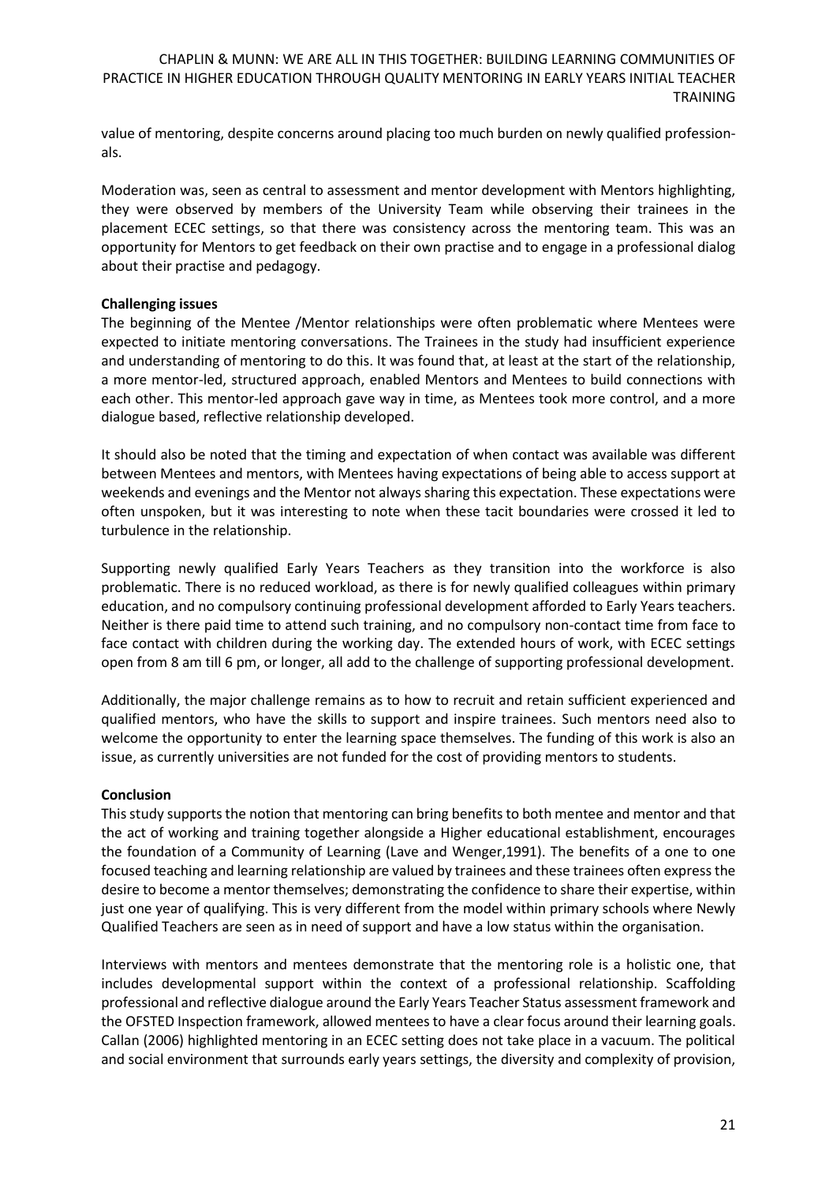value of mentoring, despite concerns around placing too much burden on newly qualified professionals.

Moderation was, seen as central to assessment and mentor development with Mentors highlighting, they were observed by members of the University Team while observing their trainees in the placement ECEC settings, so that there was consistency across the mentoring team. This was an opportunity for Mentors to get feedback on their own practise and to engage in a professional dialog about their practise and pedagogy.

**Challenging issues**

The beginning of the Mentee /Mentor relationships were often problematic where Mentees were expected to initiate mentoring conversations. The Trainees in the study had insufficient experience and understanding of mentoring to do this. It was found that, at least at the start of the relationship, a more mentor-led, structured approach, enabled Mentors and Mentees to build connections with each other. This mentor-led approach gave way in time, as Mentees took more control, and a more dialogue based, reflective relationship developed.

It should also be noted that the timing and expectation of when contact was available was different between Mentees and mentors, with Mentees having expectations of being able to access support at weekends and evenings and the Mentor not always sharing this expectation. These expectations were often unspoken, but it was interesting to note when these tacit boundaries were crossed it led to turbulence in the relationship.

Supporting newly qualified Early Years Teachers as they transition into the workforce is also problematic. There is no reduced workload, as there is for newly qualified colleagues within primary education, and no compulsory continuing professional development afforded to Early Years teachers. Neither is there paid time to attend such training, and no compulsory non-contact time from face to face contact with children during the working day. The extended hours of work, with ECEC settings open from 8 am till 6 pm, or longer, all add to the challenge of supporting professional development.

Additionally, the major challenge remains as to how to recruit and retain sufficient experienced and qualified mentors, who have the skills to support and inspire trainees. Such mentors need also to welcome the opportunity to enter the learning space themselves. The funding of this work is also an issue, as currently universities are not funded for the cost of providing mentors to students.

**Conclusion**

This study supports the notion that mentoring can bring benefits to both mentee and mentor and that the act of working and training together alongside a Higher educational establishment, encourages the foundation of a Community of Learning (Lave and Wenger,1991). The benefits of a one to one focused teaching and learning relationship are valued by trainees and these trainees often express the desire to become a mentor themselves; demonstrating the confidence to share their expertise, within just one year of qualifying. This is very different from the model within primary schools where Newly Qualified Teachers are seen as in need of support and have a low status within the organisation.

Interviews with mentors and mentees demonstrate that the mentoring role is a holistic one, that includes developmental support within the context of a professional relationship. Scaffolding professional and reflective dialogue around the Early Years Teacher Status assessment framework and the OFSTED Inspection framework, allowed mentees to have a clear focus around their learning goals. Callan (2006) highlighted mentoring in an ECEC setting does not take place in a vacuum. The political and social environment that surrounds early years settings, the diversity and complexity of provision,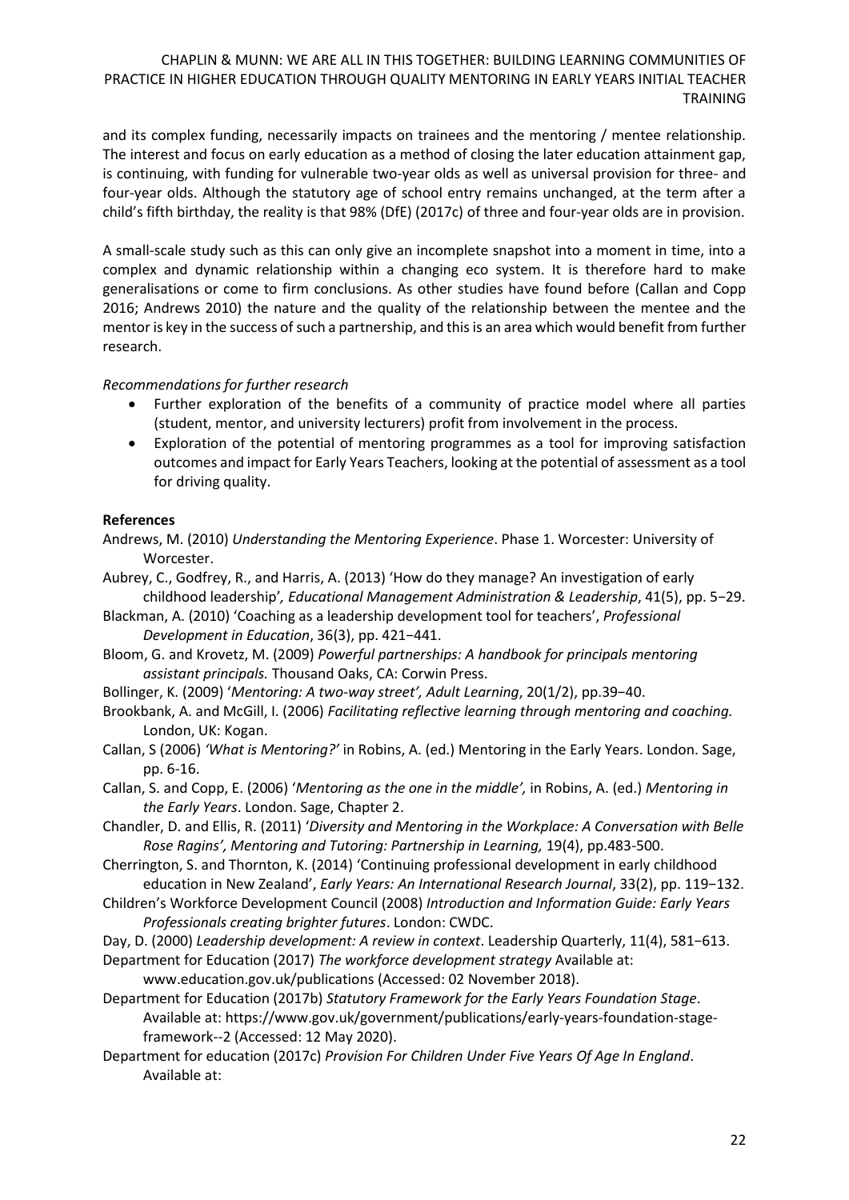and its complex funding, necessarily impacts on trainees and the mentoring / mentee relationship. The interest and focus on early education as a method of closing the later education attainment gap, is continuing, with funding for vulnerable two-year olds as well as universal provision for three- and four-year olds. Although the statutory age of school entry remains unchanged, at the term after a child's fifth birthday, the reality is that 98% (DfE) (2017c) of three and four-year olds are in provision.

A small-scale study such as this can only give an incomplete snapshot into a moment in time, into a complex and dynamic relationship within a changing eco system. It is therefore hard to make generalisations or come to firm conclusions. As other studies have found before (Callan and Copp 2016; Andrews 2010) the nature and the quality of the relationship between the mentee and the mentor is key in the success of such a partnership, and this is an area which would benefit from further research.

*Recommendations for further research*

- Further exploration of the benefits of a community of practice model where all parties (student, mentor, and university lecturers) profit from involvement in the process.
- Exploration of the potential of mentoring programmes as a tool for improving satisfaction outcomes and impact for Early Years Teachers, looking at the potential of assessment as a tool for driving quality.

**References**

Andrews, M. (2010) *Understanding the Mentoring Experience*. Phase 1. Worcester: University of Worcester.

Aubrey, C., Godfrey, R., and Harris, A. (2013) 'How do they manage? An investigation of early childhood leadership'*, Educational Management Administration & Leadership*, 41(5), pp. 5−29.

Blackman, A. (2010) 'Coaching as a leadership development tool for teachers', *Professional Development in Education*, 36(3), pp. 421−441.

Bloom, G. and Krovetz, M. (2009) *Powerful partnerships: A handbook for principals mentoring assistant principals.* Thousand Oaks, CA: Corwin Press.

Bollinger, K. (2009) '*Mentoring: A two-way street', Adult Learning*, 20(1/2), pp.39−40.

Brookbank, A. and McGill, I. (2006) *Facilitating reflective learning through mentoring and coaching.* London, UK: Kogan.

Callan, S (2006) *'What is Mentoring?'* in Robins, A. (ed.) Mentoring in the Early Years. London. Sage, pp. 6-16.

Callan, S. and Copp, E. (2006) '*Mentoring as the one in the middle',* in Robins, A. (ed.) *Mentoring in the Early Years*. London. Sage, Chapter 2.

Chandler, D. and Ellis, R. (2011) '*Diversity and Mentoring in the Workplace: A Conversation with Belle Rose Ragins', Mentoring and Tutoring: Partnership in Learning,* 19(4), pp.483-500.

Cherrington, S. and Thornton, K. (2014) 'Continuing professional development in early childhood education in New Zealand', *Early Years: An International Research Journal*, 33(2), pp. 119−132.

Children's Workforce Development Council (2008) *Introduction and Information Guide: Early Years Professionals creating brighter futures*. London: CWDC.

Day, D. (2000) *Leadership development: A review in context*. Leadership Quarterly, 11(4), 581−613.

Department for Education (2017) *The workforce development strategy* Available at: www.education.gov.uk/publications (Accessed: 02 November 2018).

Department for Education (2017b) *Statutory Framework for the Early Years Foundation Stage*. Available at: https://www.gov.uk/government/publications/early-years-foundation-stage-framework--2 (Accessed: 12 May 2020).

Department for education (2017c) *Provision For Children Under Five Years Of Age In England*. Available at: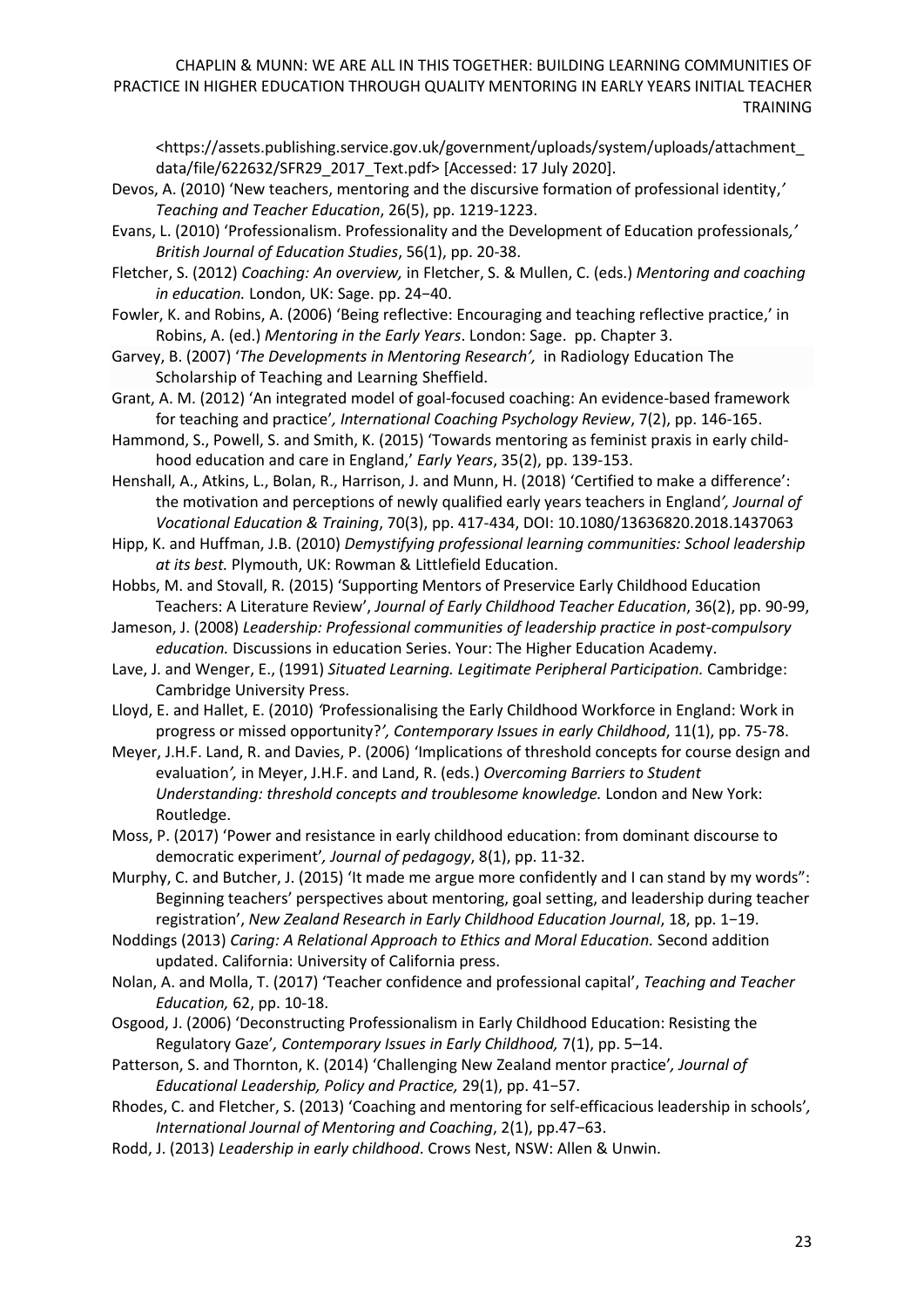<https://assets.publishing.service.gov.uk/government/uploads/system/uploads/attachment_data/file/622632/SFR29_2017_Text.pdf> [Accessed: 17 July 2020].

Devos, A. (2010) 'New teachers, mentoring and the discursive formation of professional identity,' *Teaching and Teacher Education*, 26(5), pp. 1219-1223.

Evans, L. (2010) 'Professionalism. Professionality and the Development of Education professionals,' *British Journal of Education Studies*, 56(1), pp. 20-38.

Fletcher, S. (2012) *Coaching: An overview,* in Fletcher, S. & Mullen, C. (eds.) *Mentoring and coaching in education.* London, UK: Sage. pp. 24−40.

Fowler, K. and Robins, A. (2006) 'Being reflective: Encouraging and teaching reflective practice,' in Robins, A. (ed.) *Mentoring in the Early Years*. London: Sage. pp. Chapter 3.

Garvey, B. (2007) '*The Developments in Mentoring Research',* in Radiology Education The Scholarship of Teaching and Learning Sheffield.

Grant, A. M. (2012) 'An integrated model of goal-focused coaching: An evidence-based framework for teaching and practice'*, International Coaching Psychology Review*, 7(2), pp. 146-165.

Hammond, S., Powell, S. and Smith, K. (2015) 'Towards mentoring as feminist praxis in early child-hood education and care in England,' *Early Years*, 35(2), pp. 139-153.

Henshall, A., Atkins, L., Bolan, R., Harrison, J. and Munn, H. (2018) 'Certified to make a difference': the motivation and perceptions of newly qualified early years teachers in England*', Journal of Vocational Education & Training*, 70(3), pp. 417-434, DOI: 10.1080/13636820.2018.1437063

Hipp, K. and Huffman, J.B. (2010) *Demystifying professional learning communities: School leadership at its best.* Plymouth, UK: Rowman & Littlefield Education.

Hobbs, M. and Stovall, R. (2015) 'Supporting Mentors of Preservice Early Childhood Education Teachers: A Literature Review', *Journal of Early Childhood Teacher Education*, 36(2), pp. 90-99,

Jameson, J. (2008) *Leadership: Professional communities of leadership practice in post-compulsory education.* Discussions in education Series. Your: The Higher Education Academy.

Lave, J. and Wenger, E., (1991) *Situated Learning. Legitimate Peripheral Participation.* Cambridge: Cambridge University Press.

Lloyd, E. and Hallet, E. (2010) *'*Professionalising the Early Childhood Workforce in England: Work in progress or missed opportunity?*', Contemporary Issues in early Childhood*, 11(1), pp. 75-78.

Meyer, J.H.F. Land, R. and Davies, P. (2006) 'Implications of threshold concepts for course design and evaluation*',* in Meyer, J.H.F. and Land, R. (eds.) *Overcoming Barriers to Student Understanding: threshold concepts and troublesome knowledge.* London and New York: Routledge.

Moss, P. (2017) 'Power and resistance in early childhood education: from dominant discourse to democratic experiment'*, Journal of pedagogy*, 8(1), pp. 11-32.

Murphy, C. and Butcher, J. (2015) 'It made me argue more confidently and I can stand by my words": Beginning teachers' perspectives about mentoring, goal setting, and leadership during teacher registration', *New Zealand Research in Early Childhood Education Journal*, 18, pp. 1−19.

Noddings (2013) *Caring: A Relational Approach to Ethics and Moral Education.* Second addition updated. California: University of California press.

Nolan, A. and Molla, T. (2017) 'Teacher confidence and professional capital', *Teaching and Teacher Education,* 62, pp. 10-18.

Osgood, J. (2006) 'Deconstructing Professionalism in Early Childhood Education: Resisting the Regulatory Gaze'*, Contemporary Issues in Early Childhood,* 7(1), pp. 5–14.

Patterson, S. and Thornton, K. (2014) 'Challenging New Zealand mentor practice'*, Journal of Educational Leadership, Policy and Practice,* 29(1), pp. 41−57.

Rhodes, C. and Fletcher, S. (2013) 'Coaching and mentoring for self-efficacious leadership in schools'*, International Journal of Mentoring and Coaching*, 2(1), pp.47−63.

Rodd, J. (2013) *Leadership in early childhood*. Crows Nest, NSW: Allen & Unwin.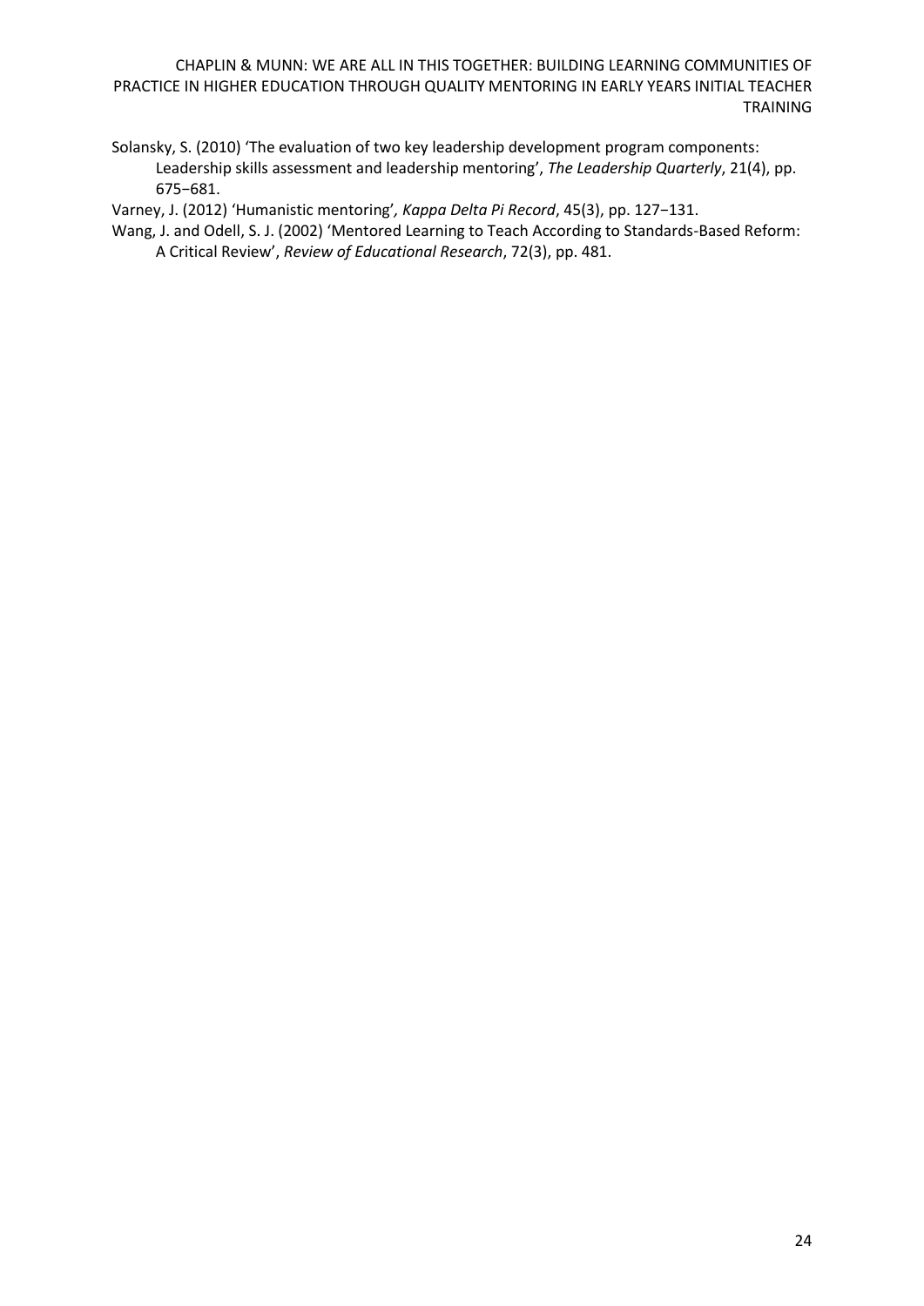Solansky, S. (2010) 'The evaluation of two key leadership development program components: Leadership skills assessment and leadership mentoring', *The Leadership Quarterly*, 21(4), pp. 675−681.

Varney, J. (2012) 'Humanistic mentoring', *Kappa Delta Pi Record*, 45(3), pp. 127−131.

Wang, J. and Odell, S. J. (2002) 'Mentored Learning to Teach According to Standards-Based Reform: A Critical Review', *Review of Educational Research*, 72(3), pp. 481.